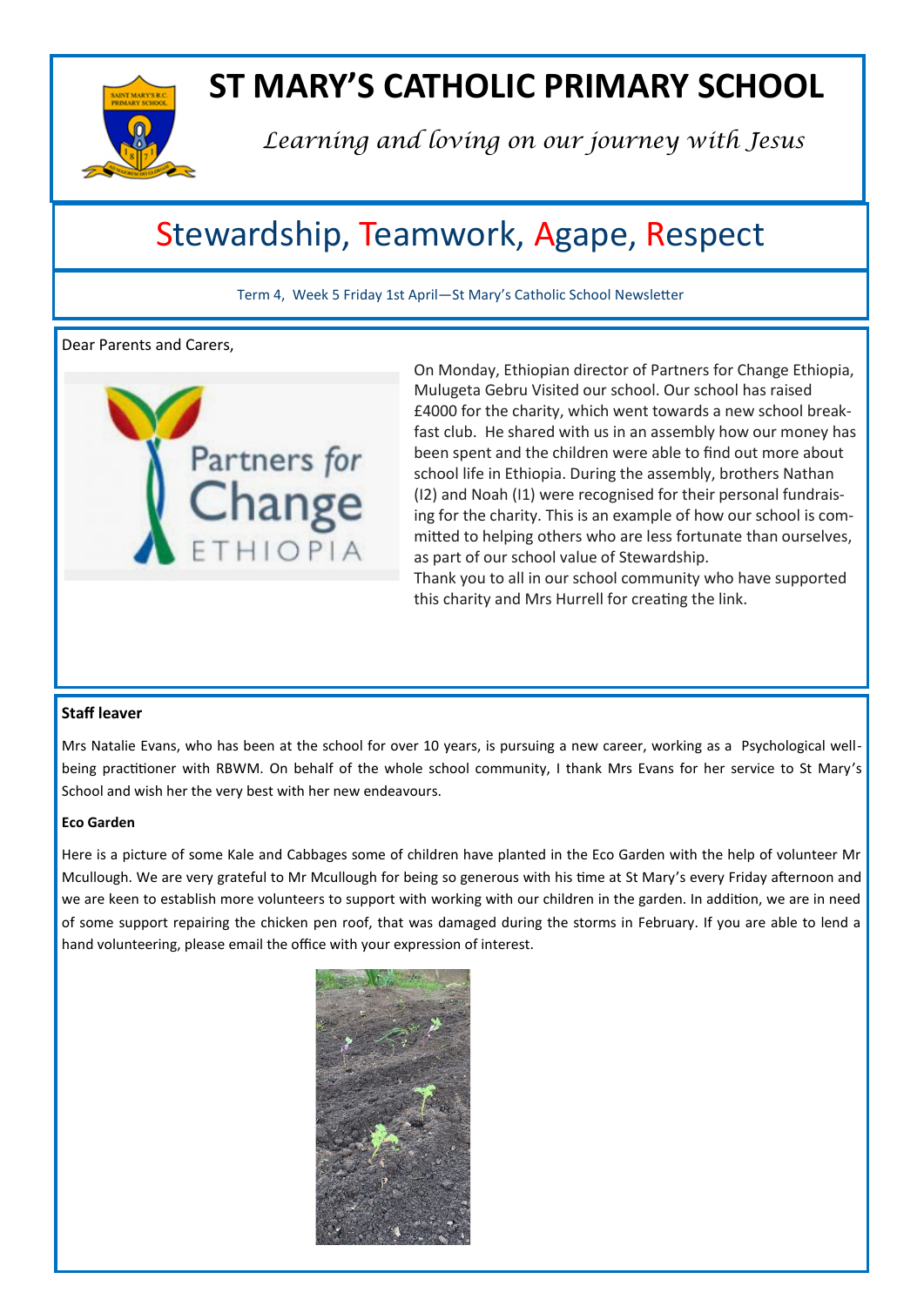# ST MARY'S CATHOLIC PRIMARY SCHOOL

*Learning and loving on our journey with Jesus*

## Stewardship, Teamwork, Agape, Respect

Term 4, Week 5 Friday 1st April—St Mary's Catholic School Newsletter

Dear Parents and Carers,

On Monday, Ethiopian director of Partners for Change Ethiopia, Mulugeta Gebru Visited our school. Our school has raised £4000 for the charity, which went towards a new school breakfast club. He shared with us in an assembly how our money has been spent and the children were able to find out more about school life in Ethiopia. During the assembly, brothers Nathan (I2) and Noah (I1) were recognised for their personal fundraising for the charity. This is an example of how our school is committed to helping others who are less fortunate than ourselves, as part of our school value of Stewardship.

Thank you to all in our school community who have supported this charity and Mrs Hurrell for creating the link.

**Staff leaver**

Mrs Natalie Evans, who has been at the school for over 10 years, is pursuing a new career, working as a Psychological well-being practitioner with RBWM. On behalf of the whole school community, I thank Mrs Evans for her service to St Mary's School and wish her the very best with her new endeavours.

**Eco Garden**

Here is a picture of some Kale and Cabbages some of children have planted in the Eco Garden with the help of volunteer Mr Mcullough. We are very grateful to Mr Mcullough for being so generous with his time at St Mary's every Friday afternoon and we are keen to establish more volunteers to support with working with our children in the garden. In addition, we are in need of some support repairing the chicken pen roof, that was damaged during the storms in February. If you are able to lend a hand volunteering, please email the office with your expression of interest.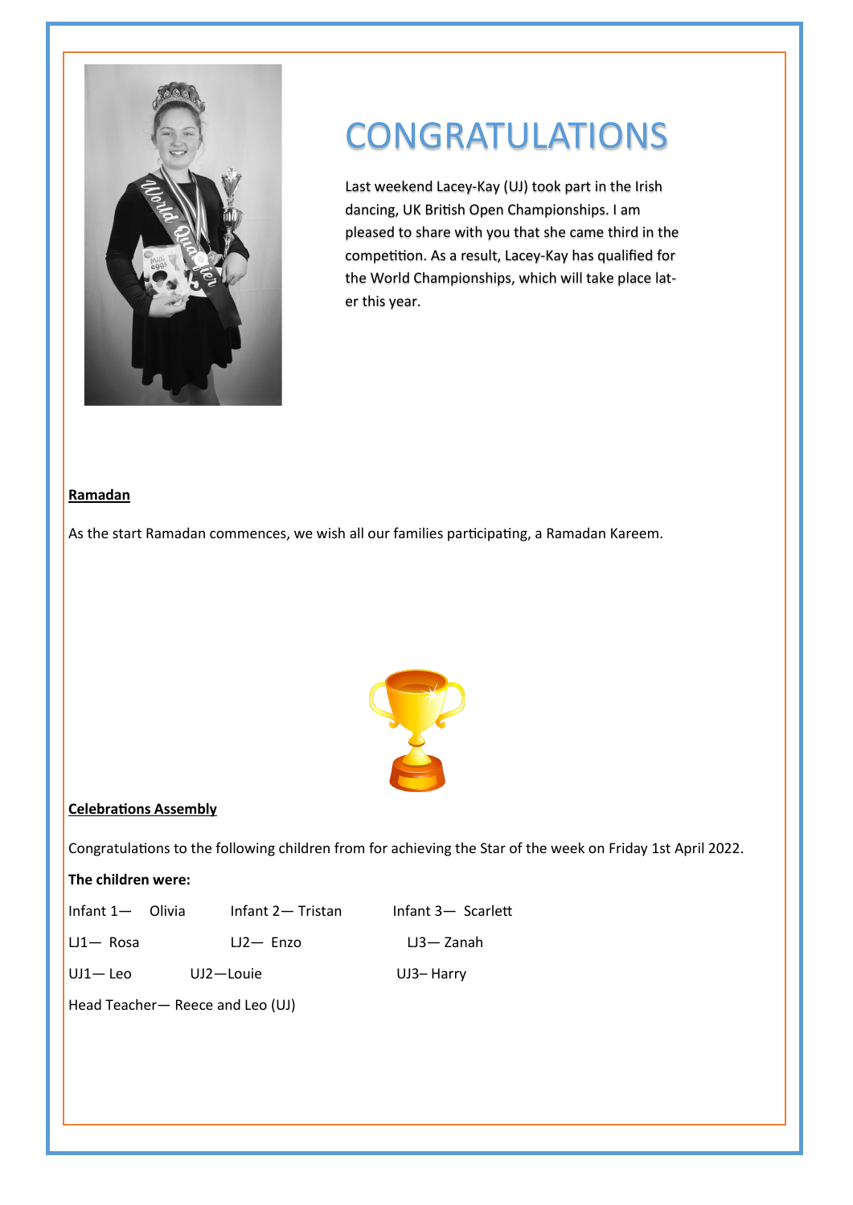# CONGRATULATIONS

Last weekend Lacey-Kay (UJ) took part in the Irish dancing, UK British Open Championships. I am pleased to share with you that she came third in the competition. As a result, Lacey-Kay has qualified for the World Championships, which will take place later this year.

**Ramadan**

As the start Ramadan commences, we wish all our families participating, a Ramadan Kareem.

**Celebrations Assembly**

Congratulations to the following children from for achieving the Star of the week on Friday 1st April 2022.

**The children were:**

Infant 1— Olivia     Infant 2— Tristan     Infant 3— Scarlett

LJ1— Rosa     LJ2— Enzo     LJ3— Zanah

UJ1— Leo     UJ2—Louie     UJ3– Harry

Head Teacher— Reece and Leo (UJ)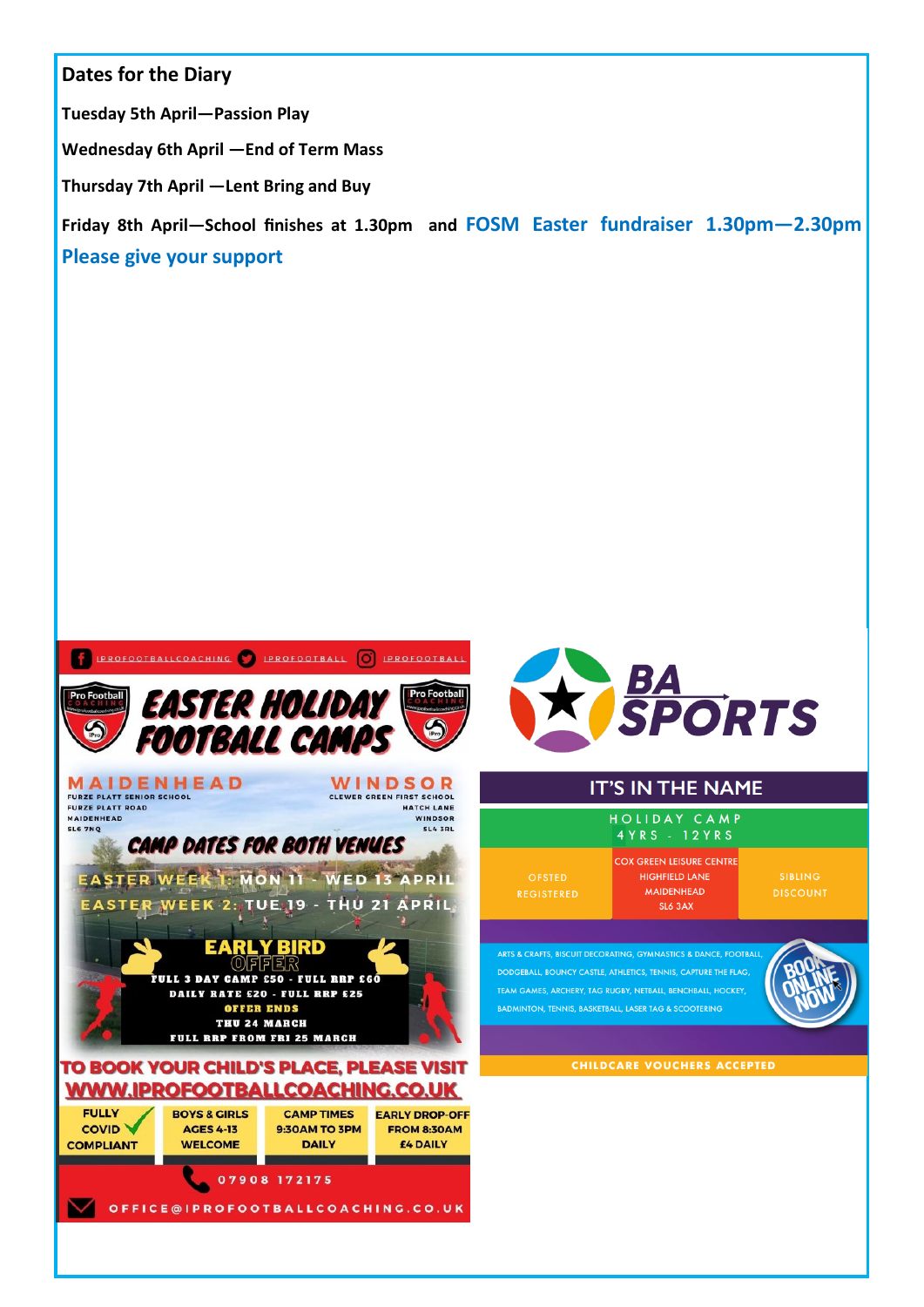## Dates for the Diary

**Tuesday 5th April—Passion Play**

**Wednesday 6th April —End of Term Mass**

**Thursday 7th April —Lent Bring and Buy**

**Friday 8th April—School finishes at 1.30pm and FOSM Easter fundraiser 1.30pm—2.30pm**

**Please give your support**

IPROFOOTBALLCOACHING IPROFOOTBALL IPROFOOTBALL

Pro Football Coaching

# EASTER HOLIDAY FOOTBALL CAMPS

**MAIDENHEAD**
FURZE PLATT SENIOR SCHOOL
FURZE PLATT ROAD
MAIDENHEAD
SL6 7NQ

**WINDSOR**
CLEWER GREEN FIRST SCHOOL
HATCH LANE
WINDSOR
SL4 3RL

**CAMP DATES FOR BOTH VENUES**

EASTER WEEK 1: MON 11 - WED 13 APRIL

EASTER WEEK 2: TUE 19 - THU 21 APRIL

**EARLY BIRD OFFER**

FULL 3 DAY CAMP £50 - FULL RRP £60
DAILY RATE £20 - FULL RRP £25
OFFER ENDS
THU 24 MARCH
FULL RRP FROM FRI 25 MARCH

**TO BOOK YOUR CHILD'S PLACE, PLEASE VISIT WWW.IPROFOOTBALLCOACHING.CO.UK**

| | | | |
|---|---|---|---|
| FULLY COVID COMPLIANT | BOYS & GIRLS AGES 4-13 WELCOME | CAMP TIMES 9:30AM TO 3PM DAILY | EARLY DROP-OFF FROM 8:30AM £4 DAILY |

07908 172175

OFFICE@IPROFOOTBALLCOACHING.CO.UK

**BA SPORTS**

IT'S IN THE NAME

HOLIDAY CAMP
4YRS - 12YRS

OFSTED REGISTERED

COX GREEN LEISURE CENTRE
HIGHFIELD LANE
MAIDENHEAD
SL6 3AX

SIBLING DISCOUNT

ARTS & CRAFTS, BISCUIT DECORATING, GYMNASTICS & DANCE, FOOTBALL, DODGEBALL, BOUNCY CASTLE, ATHLETICS, TENNIS, CAPTURE THE FLAG, TEAM GAMES, ARCHERY, TAG RUGBY, NETBALL, BENCHBALL, HOCKEY, BADMINTON, TENNIS, BASKETBALL, LASER TAG & SCOOTERING

BOOK ONLINE NOW

CHILDCARE VOUCHERS ACCEPTED